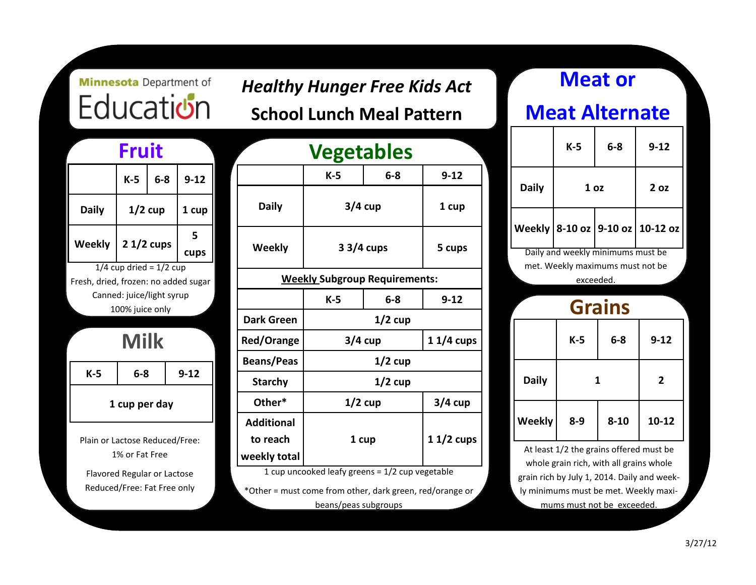Minnesota Department of Education

# *Healthy Hunger Free Kids Act*

# School Lunch Meal Pattern

## Fruit

| | K-5 | 6-8 | 9-12 |
|---|---|---|---|
| Daily | 1/2 cup | | 1 cup |
| Weekly | 2 1/2 cups | | 5 cups |

1/4 cup dried = 1/2 cup

Fresh, dried, frozen: no added sugar

Canned: juice/light syrup

100% juice only

## Milk

| K-5 | 6-8 | 9-12 |
|---|---|---|
| 1 cup per day | | |

Plain or Lactose Reduced/Free: 1% or Fat Free

Flavored Regular or Lactose Reduced/Free: Fat Free only

## Vegetables

| | K-5 | 6-8 | 9-12 |
|---|---|---|---|
| Daily | 3/4 cup | | 1 cup |
| Weekly | 3 3/4 cups | | 5 cups |

**Weekly Subgroup Requirements:**

| | K-5 | 6-8 | 9-12 |
|---|---|---|---|
| Dark Green | 1/2 cup | | |
| Red/Orange | 3/4 cup | | 1 1/4 cups |
| Beans/Peas | 1/2 cup | | |
| Starchy | 1/2 cup | | |
| Other* | 1/2 cup | | 3/4 cup |
| Additional to reach weekly total | 1 cup | | 1 1/2 cups |

1 cup uncooked leafy greens = 1/2 cup vegetable

*Other = must come from other, dark green, red/orange or beans/peas subgroups

## Meat or Meat Alternate

| | K-5 | 6-8 | 9-12 |
|---|---|---|---|
| Daily | 1 oz | | 2 oz |
| Weekly | 8-10 oz | 9-10 oz | 10-12 oz |

Daily and weekly minimums must be met. Weekly maximums must not be exceeded.

## Grains

| | K-5 | 6-8 | 9-12 |
|---|---|---|---|
| Daily | 1 | | 2 |
| Weekly | 8-9 | 8-10 | 10-12 |

At least 1/2 the grains offered must be whole grain rich, with all grains whole grain rich by July 1, 2014. Daily and weekly minimums must be met. Weekly maximums must not be exceeded.

3/27/12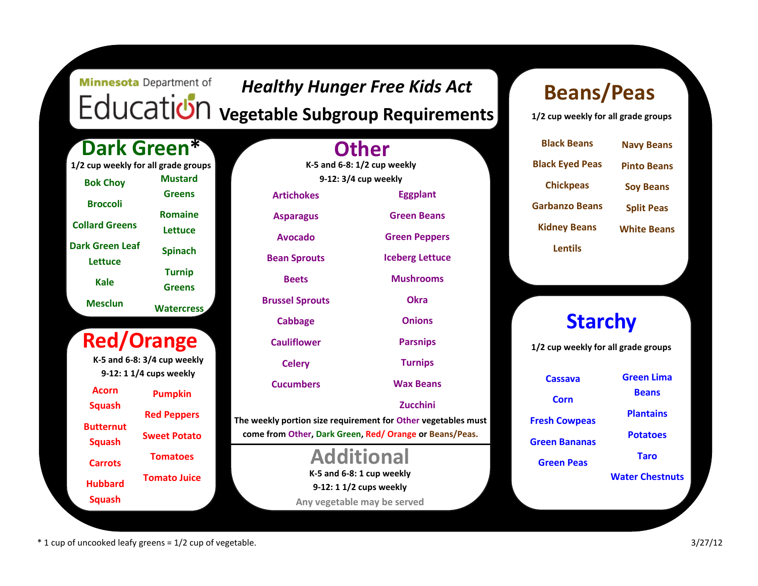Minnesota Department of Education

# Healthy Hunger Free Kids Act
# Vegetable Subgroup Requirements

## Dark Green*

1/2 cup weekly for all grade groups

- Bok Choy
- Broccoli
- Collard Greens
- Dark Green Leaf Lettuce
- Kale
- Mesclun
- Mustard Greens
- Romaine Lettuce
- Spinach
- Turnip Greens
- Watercress

## Red/Orange

K-5 and 6-8: 3/4 cup weekly
9-12: 1 1/4 cups weekly

- Acorn Squash
- Butternut Squash
- Carrots
- Hubbard Squash
- Pumpkin
- Red Peppers
- Sweet Potato
- Tomatoes
- Tomato Juice

## Other

K-5 and 6-8: 1/2 cup weekly
9-12: 3/4 cup weekly

- Artichokes
- Asparagus
- Avocado
- Bean Sprouts
- Beets
- Brussel Sprouts
- Cabbage
- Cauliflower
- Celery
- Cucumbers
- Eggplant
- Green Beans
- Green Peppers
- Iceberg Lettuce
- Mushrooms
- Okra
- Onions
- Parsnips
- Turnips
- Wax Beans
- Zucchini

The weekly portion size requirement for Other vegetables must come from Other, Dark Green, Red/ Orange or Beans/Peas.

## Additional

K-5 and 6-8: 1 cup weekly
9-12: 1 1/2 cups weekly

Any vegetable may be served

## Beans/Peas

1/2 cup weekly for all grade groups

- Black Beans
- Black Eyed Peas
- Chickpeas
- Garbanzo Beans
- Kidney Beans
- Lentils
- Navy Beans
- Pinto Beans
- Soy Beans
- Split Peas
- White Beans

## Starchy

1/2 cup weekly for all grade groups

- Cassava
- Corn
- Fresh Cowpeas
- Green Bananas
- Green Peas
- Green Lima Beans
- Plantains
- Potatoes
- Taro
- Water Chestnuts

* 1 cup of uncooked leafy greens = 1/2 cup of vegetable.

3/27/12